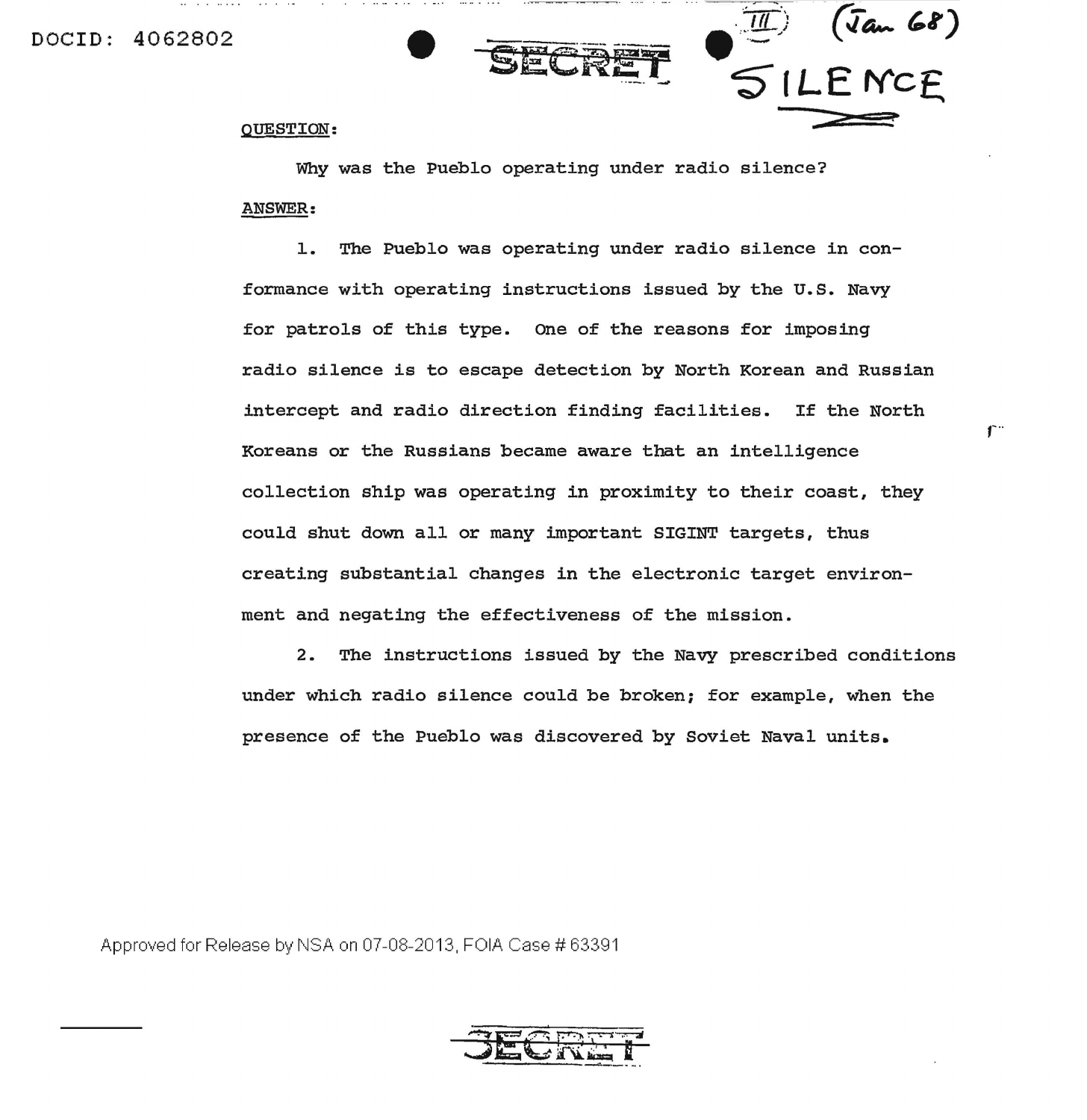DOCID: 4062802

SECRET

III (Jan 68)

SILENCE

QUESTION:

Why was the Pueblo operating under radio silence?

ANSWER:

1. The Pueblo was operating under radio silence in conformance with operating instructions issued by the U.S. Navy for patrols of this type. One of the reasons for imposing radio silence is to escape detection by North Korean and Russian intercept and radio direction finding facilities. If the North Koreans or the Russians became aware that an intelligence collection ship was operating in proximity to their coast, they could shut down all or many important SIGINT targets, thus creating substantial changes in the electronic target environment and negating the effectiveness of the mission.

2. The instructions issued by the Navy prescribed conditions under which radio silence could be broken; for example, when the presence of the Pueblo was discovered by Soviet Naval units.

Approved for Release by NSA on 07-08-2013, FOIA Case # 63391

SECRET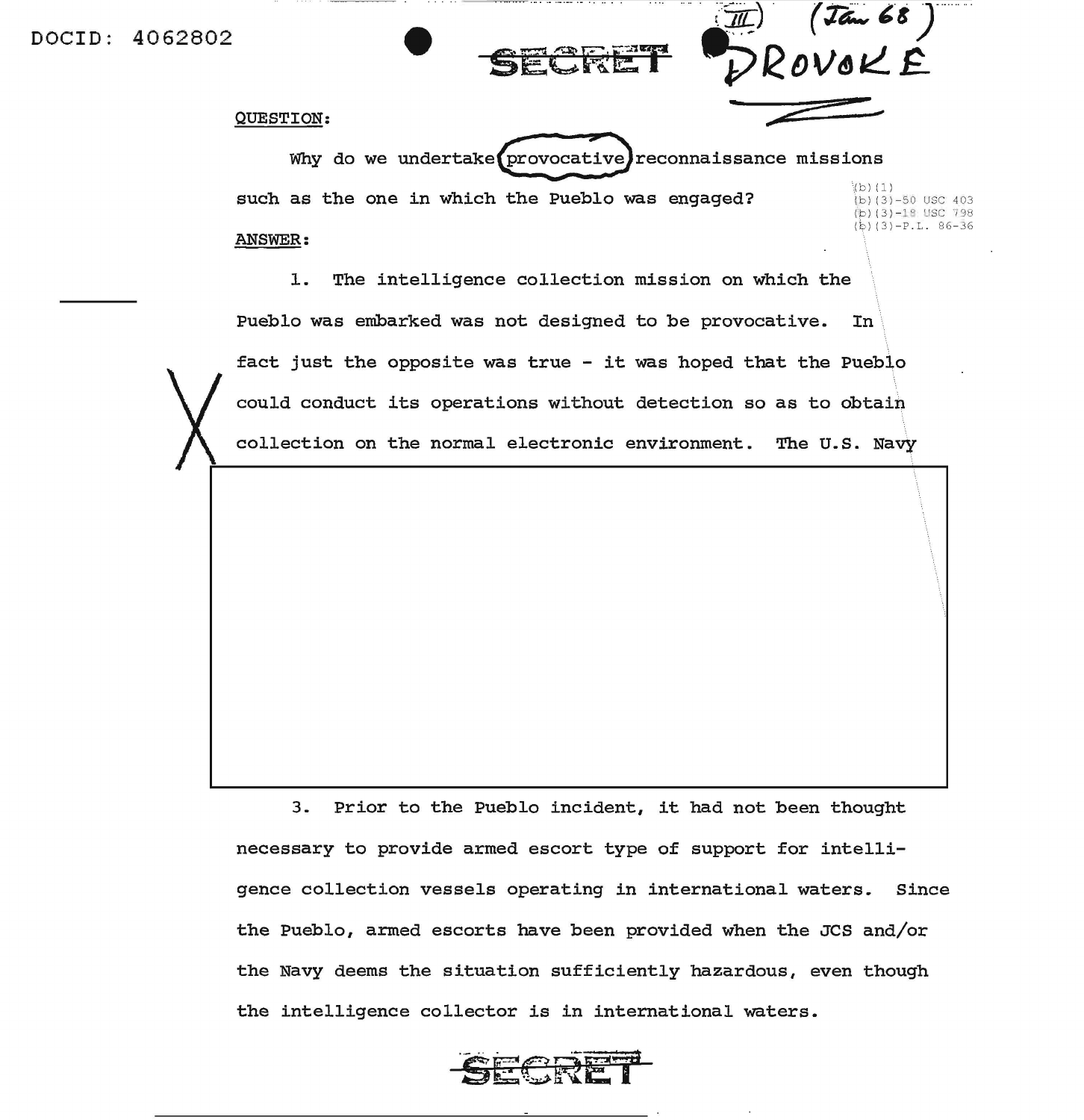DOCID: 4062802

SECRET

(III) (Jan 68)
PROVOKE

QUESTION:

Why do we undertake provocative reconnaissance missions such as the one in which the Pueblo was engaged?

(b)(1)
(b)(3)-50 USC 403
(b)(3)-18 USC 798
(b)(3)-P.L. 86-36

ANSWER:

1. The intelligence collection mission on which the Pueblo was embarked was not designed to be provocative. In fact just the opposite was true - it was hoped that the Pueblo could conduct its operations without detection so as to obtain collection on the normal electronic environment. The U.S. Navy

3. Prior to the Pueblo incident, it had not been thought necessary to provide armed escort type of support for intelligence collection vessels operating in international waters. Since the Pueblo, armed escorts have been provided when the JCS and/or the Navy deems the situation sufficiently hazardous, even though the intelligence collector is in international waters.

SECRET